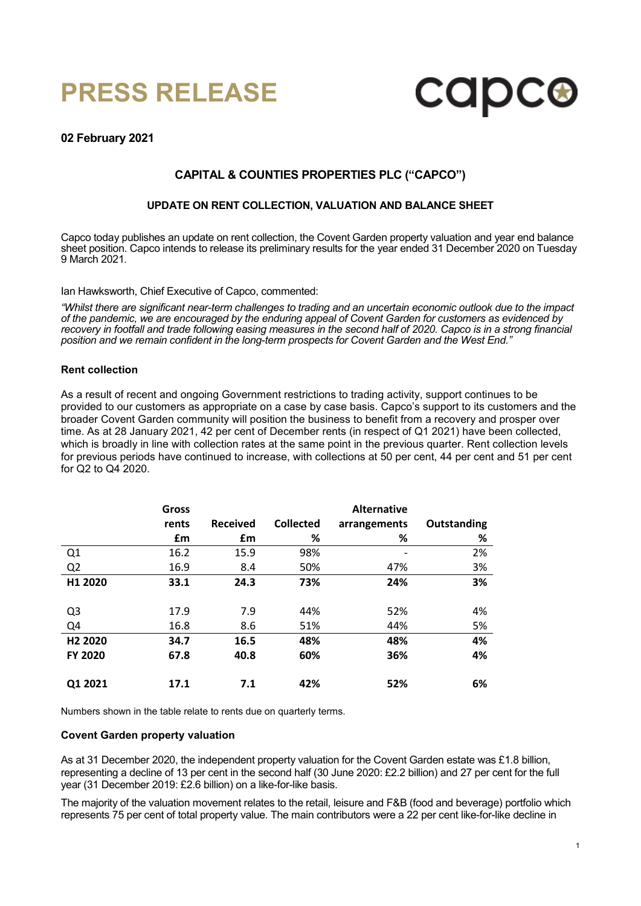# PRESS RELEASE

capco

**02 February 2021**

## CAPITAL & COUNTIES PROPERTIES PLC ("CAPCO")

### UPDATE ON RENT COLLECTION, VALUATION AND BALANCE SHEET

Capco today publishes an update on rent collection, the Covent Garden property valuation and year end balance sheet position. Capco intends to release its preliminary results for the year ended 31 December 2020 on Tuesday 9 March 2021.

Ian Hawksworth, Chief Executive of Capco, commented:

*"Whilst there are significant near-term challenges to trading and an uncertain economic outlook due to the impact of the pandemic, we are encouraged by the enduring appeal of Covent Garden for customers as evidenced by recovery in footfall and trade following easing measures in the second half of 2020. Capco is in a strong financial position and we remain confident in the long-term prospects for Covent Garden and the West End."*

**Rent collection**

As a result of recent and ongoing Government restrictions to trading activity, support continues to be provided to our customers as appropriate on a case by case basis. Capco's support to its customers and the broader Covent Garden community will position the business to benefit from a recovery and prosper over time. As at 28 January 2021, 42 per cent of December rents (in respect of Q1 2021) have been collected, which is broadly in line with collection rates at the same point in the previous quarter. Rent collection levels for previous periods have continued to increase, with collections at 50 per cent, 44 per cent and 51 per cent for Q2 to Q4 2020.

| | Gross rents £m | Received £m | Collected % | Alternative arrangements % | Outstanding % |
|---|---|---|---|---|---|
| Q1 | 16.2 | 15.9 | 98% | - | 2% |
| Q2 | 16.9 | 8.4 | 50% | 47% | 3% |
| **H1 2020** | **33.1** | **24.3** | **73%** | **24%** | **3%** |
| Q3 | 17.9 | 7.9 | 44% | 52% | 4% |
| Q4 | 16.8 | 8.6 | 51% | 44% | 5% |
| **H2 2020** | **34.7** | **16.5** | **48%** | **48%** | **4%** |
| **FY 2020** | **67.8** | **40.8** | **60%** | **36%** | **4%** |
| **Q1 2021** | **17.1** | **7.1** | **42%** | **52%** | **6%** |

Numbers shown in the table relate to rents due on quarterly terms.

**Covent Garden property valuation**

As at 31 December 2020, the independent property valuation for the Covent Garden estate was £1.8 billion, representing a decline of 13 per cent in the second half (30 June 2020: £2.2 billion) and 27 per cent for the full year (31 December 2019: £2.6 billion) on a like-for-like basis.

The majority of the valuation movement relates to the retail, leisure and F&B (food and beverage) portfolio which represents 75 per cent of total property value. The main contributors were a 22 per cent like-for-like decline in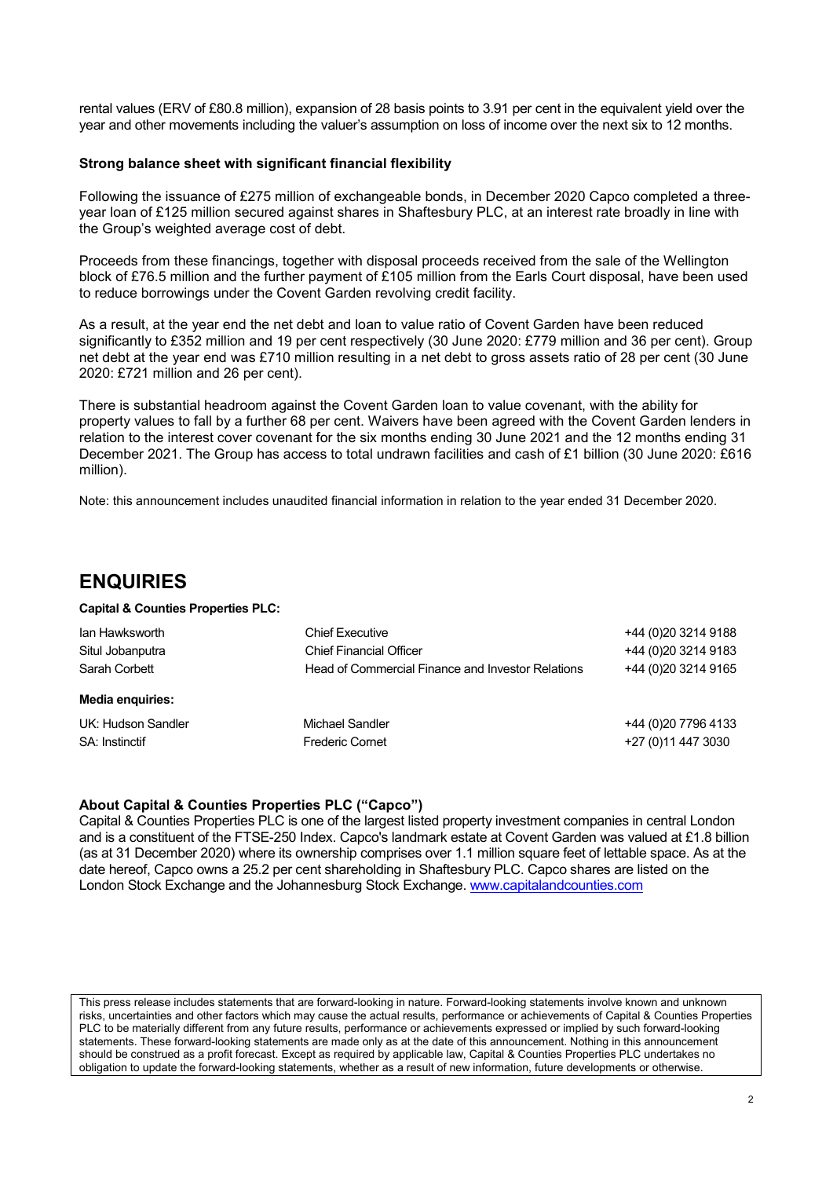rental values (ERV of £80.8 million), expansion of 28 basis points to 3.91 per cent in the equivalent yield over the year and other movements including the valuer's assumption on loss of income over the next six to 12 months.

**Strong balance sheet with significant financial flexibility**

Following the issuance of £275 million of exchangeable bonds, in December 2020 Capco completed a three-year loan of £125 million secured against shares in Shaftesbury PLC, at an interest rate broadly in line with the Group's weighted average cost of debt.

Proceeds from these financings, together with disposal proceeds received from the sale of the Wellington block of £76.5 million and the further payment of £105 million from the Earls Court disposal, have been used to reduce borrowings under the Covent Garden revolving credit facility.

As a result, at the year end the net debt and loan to value ratio of Covent Garden have been reduced significantly to £352 million and 19 per cent respectively (30 June 2020: £779 million and 36 per cent). Group net debt at the year end was £710 million resulting in a net debt to gross assets ratio of 28 per cent (30 June 2020: £721 million and 26 per cent).

There is substantial headroom against the Covent Garden loan to value covenant, with the ability for property values to fall by a further 68 per cent. Waivers have been agreed with the Covent Garden lenders in relation to the interest cover covenant for the six months ending 30 June 2021 and the 12 months ending 31 December 2021. The Group has access to total undrawn facilities and cash of £1 billion (30 June 2020: £616 million).

Note: this announcement includes unaudited financial information in relation to the year ended 31 December 2020.

# ENQUIRIES

**Capital & Counties Properties PLC:**

| | | |
|---|---|---|
| Ian Hawksworth | Chief Executive | +44 (0)20 3214 9188 |
| Situl Jobanputra | Chief Financial Officer | +44 (0)20 3214 9183 |
| Sarah Corbett | Head of Commercial Finance and Investor Relations | +44 (0)20 3214 9165 |

**Media enquiries:**

| | | |
|---|---|---|
| UK: Hudson Sandler | Michael Sandler | +44 (0)20 7796 4133 |
| SA: Instinctif | Frederic Cornet | +27 (0)11 447 3030 |

**About Capital & Counties Properties PLC ("Capco")**

Capital & Counties Properties PLC is one of the largest listed property investment companies in central London and is a constituent of the FTSE-250 Index. Capco's landmark estate at Covent Garden was valued at £1.8 billion (as at 31 December 2020) where its ownership comprises over 1.1 million square feet of lettable space. As at the date hereof, Capco owns a 25.2 per cent shareholding in Shaftesbury PLC. Capco shares are listed on the London Stock Exchange and the Johannesburg Stock Exchange. www.capitalandcounties.com

This press release includes statements that are forward-looking in nature. Forward-looking statements involve known and unknown risks, uncertainties and other factors which may cause the actual results, performance or achievements of Capital & Counties Properties PLC to be materially different from any future results, performance or achievements expressed or implied by such forward-looking statements. These forward-looking statements are made only as at the date of this announcement. Nothing in this announcement should be construed as a profit forecast. Except as required by applicable law, Capital & Counties Properties PLC undertakes no obligation to update the forward-looking statements, whether as a result of new information, future developments or otherwise.